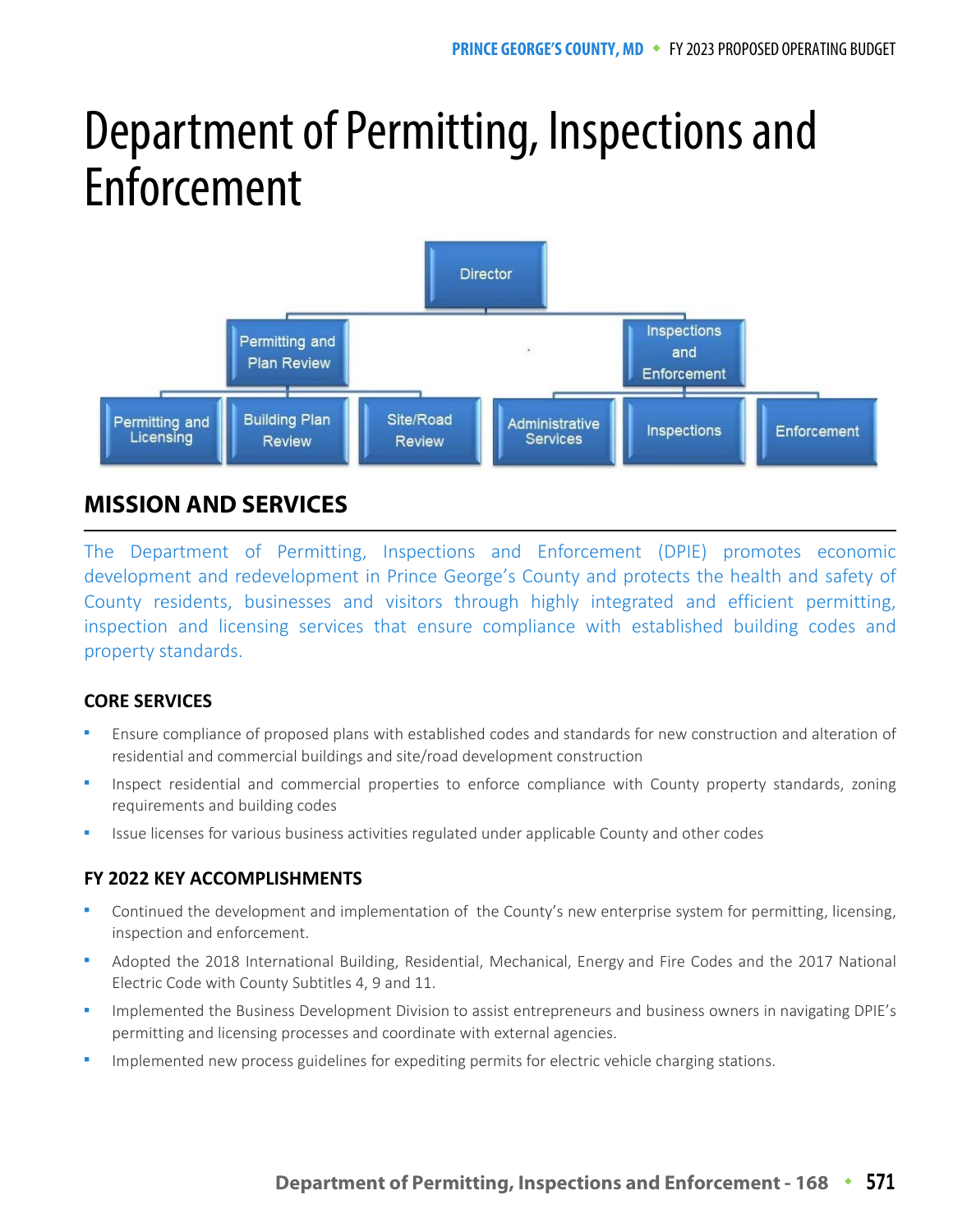# Department of Permitting, Inspections and Enforcement

Director

Permitting and Plan Review

Inspections and Enforcement

Permitting and Licensing

Building Plan Review

Site/Road Review

Administrative Services

Inspections

Enforcement

## MISSION AND SERVICES

The Department of Permitting, Inspections and Enforcement (DPIE) promotes economic development and redevelopment in Prince George's County and protects the health and safety of County residents, businesses and visitors through highly integrated and efficient permitting, inspection and licensing services that ensure compliance with established building codes and property standards.

### CORE SERVICES

- Ensure compliance of proposed plans with established codes and standards for new construction and alteration of residential and commercial buildings and site/road development construction
- Inspect residential and commercial properties to enforce compliance with County property standards, zoning requirements and building codes
- Issue licenses for various business activities regulated under applicable County and other codes

### FY 2022 KEY ACCOMPLISHMENTS

- Continued the development and implementation of the County's new enterprise system for permitting, licensing, inspection and enforcement.
- Adopted the 2018 International Building, Residential, Mechanical, Energy and Fire Codes and the 2017 National Electric Code with County Subtitles 4, 9 and 11.
- Implemented the Business Development Division to assist entrepreneurs and business owners in navigating DPIE's permitting and licensing processes and coordinate with external agencies.
- Implemented new process guidelines for expediting permits for electric vehicle charging stations.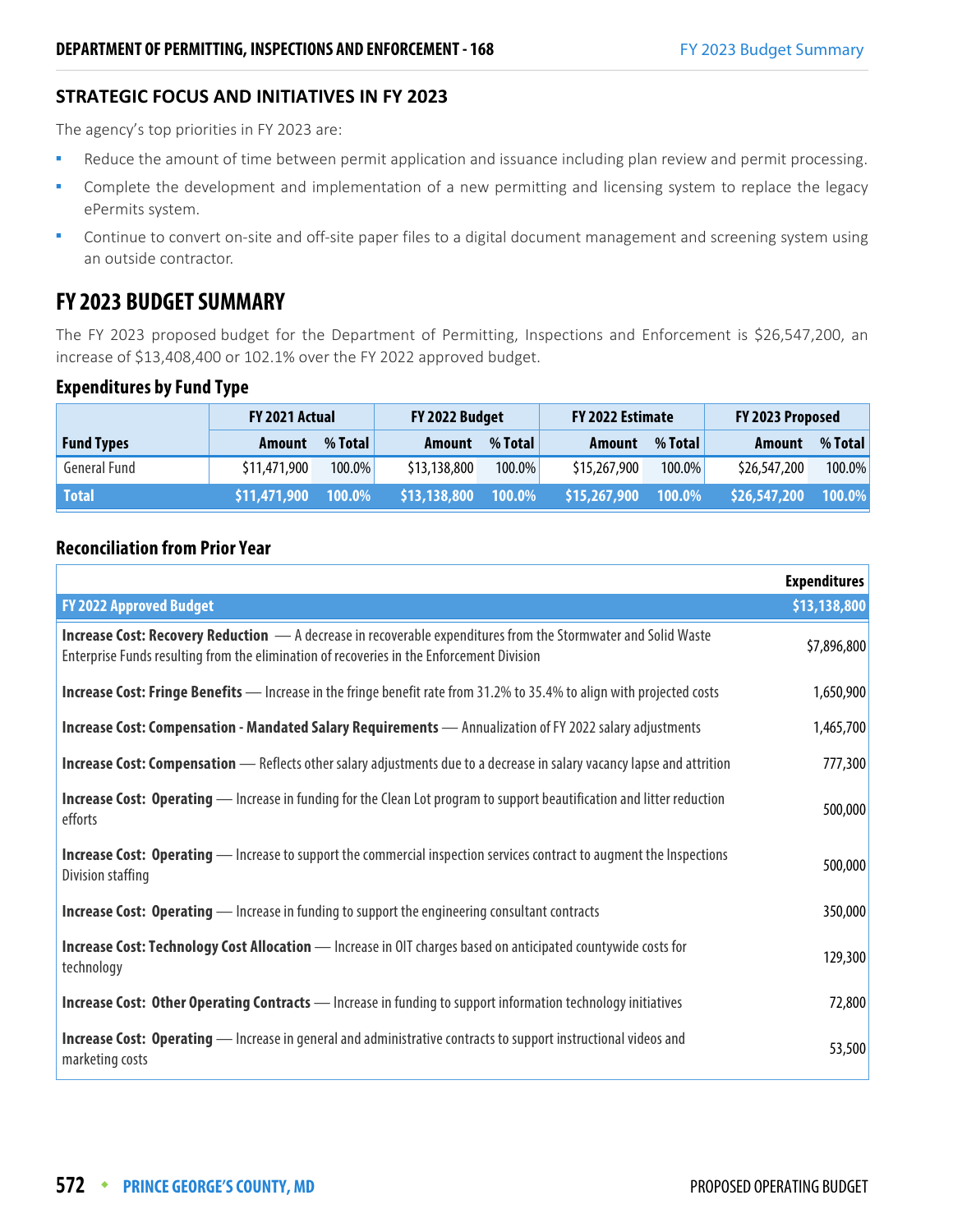### STRATEGIC FOCUS AND INITIATIVES IN FY 2023

The agency's top priorities in FY 2023 are:

- Reduce the amount of time between permit application and issuance including plan review and permit processing.
- Complete the development and implementation of a new permitting and licensing system to replace the legacy ePermits system.
- Continue to convert on-site and off-site paper files to a digital document management and screening system using an outside contractor.

## FY 2023 BUDGET SUMMARY

The FY 2023 proposed budget for the Department of Permitting, Inspections and Enforcement is $26,547,200, an increase of $13,408,400 or 102.1% over the FY 2022 approved budget.

### Expenditures by Fund Type

| Fund Types | FY 2021 Actual | | FY 2022 Budget | | FY 2022 Estimate | | FY 2023 Proposed | |
|---|---|---|---|---|---|---|---|---|
| | Amount | % Total | Amount | % Total | Amount | % Total | Amount | % Total |
| General Fund | $11,471,900 | 100.0% | $13,138,800 | 100.0% | $15,267,900 | 100.0% | $26,547,200 | 100.0% |
| **Total** | **$11,471,900** | **100.0%** | **$13,138,800** | **100.0%** | **$15,267,900** | **100.0%** | **$26,547,200** | **100.0%** |

### Reconciliation from Prior Year

| | Expenditures |
|---|---|
| **FY 2022 Approved Budget** | **$13,138,800** |
| **Increase Cost: Recovery Reduction** — A decrease in recoverable expenditures from the Stormwater and Solid Waste Enterprise Funds resulting from the elimination of recoveries in the Enforcement Division | $7,896,800 |
| **Increase Cost: Fringe Benefits** — Increase in the fringe benefit rate from 31.2% to 35.4% to align with projected costs | 1,650,900 |
| **Increase Cost: Compensation - Mandated Salary Requirements** — Annualization of FY 2022 salary adjustments | 1,465,700 |
| **Increase Cost: Compensation** — Reflects other salary adjustments due to a decrease in salary vacancy lapse and attrition | 777,300 |
| **Increase Cost: Operating** — Increase in funding for the Clean Lot program to support beautification and litter reduction efforts | 500,000 |
| **Increase Cost: Operating** — Increase to support the commercial inspection services contract to augment the Inspections Division staffing | 500,000 |
| **Increase Cost: Operating** — Increase in funding to support the engineering consultant contracts | 350,000 |
| **Increase Cost: Technology Cost Allocation** — Increase in OIT charges based on anticipated countywide costs for technology | 129,300 |
| **Increase Cost: Other Operating Contracts** — Increase in funding to support information technology initiatives | 72,800 |
| **Increase Cost: Operating** — Increase in general and administrative contracts to support instructional videos and marketing costs | 53,500 |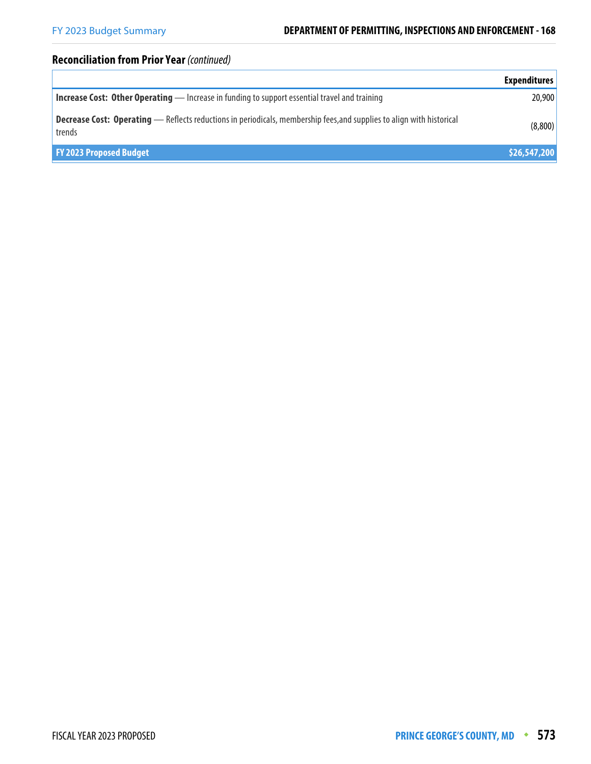## Reconciliation from Prior Year *(continued)*

| | Expenditures |
|---|---|
| **Increase Cost: Other Operating** — Increase in funding to support essential travel and training | 20,900 |
| **Decrease Cost: Operating** — Reflects reductions in periodicals, membership fees,and supplies to align with historical trends | (8,800) |
| **FY 2023 Proposed Budget** | **$26,547,200** |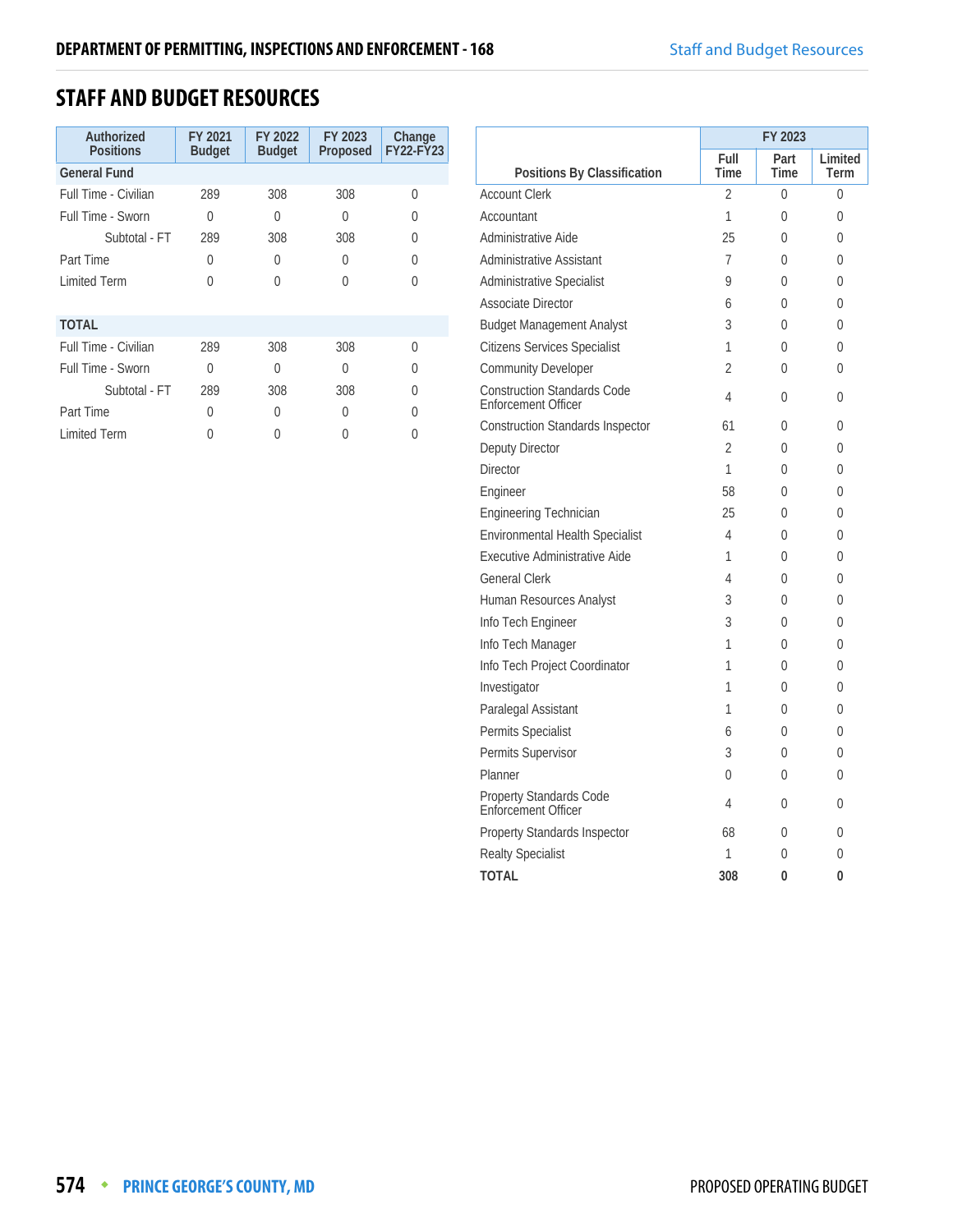## STAFF AND BUDGET RESOURCES

| Authorized Positions | FY 2021 Budget | FY 2022 Budget | FY 2023 Proposed | Change FY22-FY23 |
|---|---|---|---|---|
| **General Fund** | | | | |
| Full Time - Civilian | 289 | 308 | 308 | 0 |
| Full Time - Sworn | 0 | 0 | 0 | 0 |
| Subtotal - FT | 289 | 308 | 308 | 0 |
| Part Time | 0 | 0 | 0 | 0 |
| Limited Term | 0 | 0 | 0 | 0 |
| | | | | |
| **TOTAL** | | | | |
| Full Time - Civilian | 289 | 308 | 308 | 0 |
| Full Time - Sworn | 0 | 0 | 0 | 0 |
| Subtotal - FT | 289 | 308 | 308 | 0 |
| Part Time | 0 | 0 | 0 | 0 |
| Limited Term | 0 | 0 | 0 | 0 |

| Positions By Classification | FY 2023 | | |
|---|---|---|---|
| | Full Time | Part Time | Limited Term |
| Account Clerk | 2 | 0 | 0 |
| Accountant | 1 | 0 | 0 |
| Administrative Aide | 25 | 0 | 0 |
| Administrative Assistant | 7 | 0 | 0 |
| Administrative Specialist | 9 | 0 | 0 |
| Associate Director | 6 | 0 | 0 |
| Budget Management Analyst | 3 | 0 | 0 |
| Citizens Services Specialist | 1 | 0 | 0 |
| Community Developer | 2 | 0 | 0 |
| Construction Standards Code Enforcement Officer | 4 | 0 | 0 |
| Construction Standards Inspector | 61 | 0 | 0 |
| Deputy Director | 2 | 0 | 0 |
| Director | 1 | 0 | 0 |
| Engineer | 58 | 0 | 0 |
| Engineering Technician | 25 | 0 | 0 |
| Environmental Health Specialist | 4 | 0 | 0 |
| Executive Administrative Aide | 1 | 0 | 0 |
| General Clerk | 4 | 0 | 0 |
| Human Resources Analyst | 3 | 0 | 0 |
| Info Tech Engineer | 3 | 0 | 0 |
| Info Tech Manager | 1 | 0 | 0 |
| Info Tech Project Coordinator | 1 | 0 | 0 |
| Investigator | 1 | 0 | 0 |
| Paralegal Assistant | 1 | 0 | 0 |
| Permits Specialist | 6 | 0 | 0 |
| Permits Supervisor | 3 | 0 | 0 |
| Planner | 0 | 0 | 0 |
| Property Standards Code Enforcement Officer | 4 | 0 | 0 |
| Property Standards Inspector | 68 | 0 | 0 |
| Realty Specialist | 1 | 0 | 0 |
| **TOTAL** | **308** | **0** | **0** |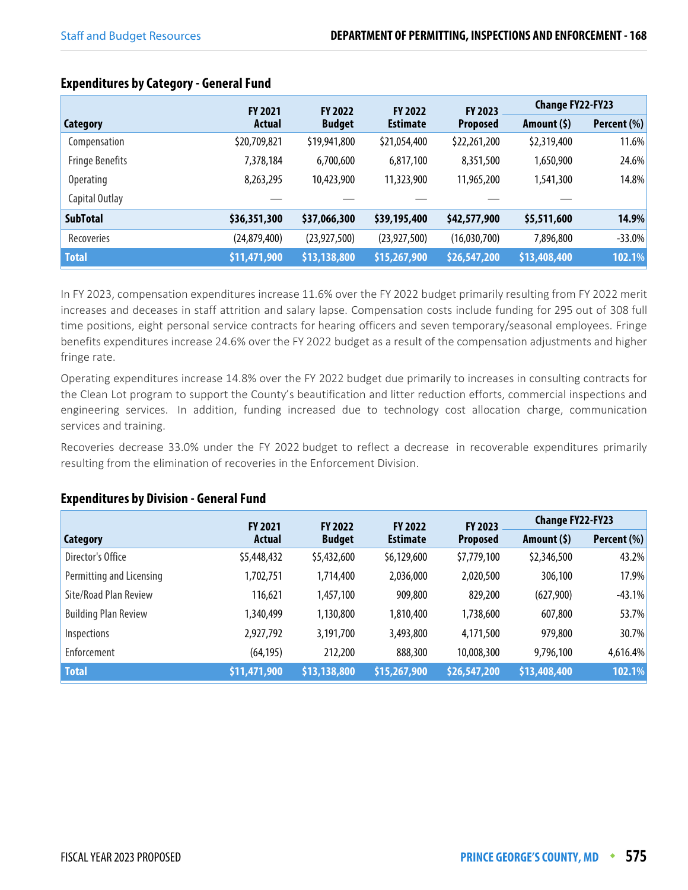### Expenditures by Category - General Fund

| Category | FY 2021 Actual | FY 2022 Budget | FY 2022 Estimate | FY 2023 Proposed | Change FY22-FY23 | |
|---|---|---|---|---|---|---|
| | | | | | Amount ($) | Percent (%) |
| Compensation | $20,709,821 | $19,941,800 | $21,054,400 | $22,261,200 | $2,319,400 | 11.6% |
| Fringe Benefits | 7,378,184 | 6,700,600 | 6,817,100 | 8,351,500 | 1,650,900 | 24.6% |
| Operating | 8,263,295 | 10,423,900 | 11,323,900 | 11,965,200 | 1,541,300 | 14.8% |
| Capital Outlay | — | — | — | — | — | |
| **SubTotal** | **$36,351,300** | **$37,066,300** | **$39,195,400** | **$42,577,900** | **$5,511,600** | **14.9%** |
| Recoveries | (24,879,400) | (23,927,500) | (23,927,500) | (16,030,700) | 7,896,800 | -33.0% |
| **Total** | **$11,471,900** | **$13,138,800** | **$15,267,900** | **$26,547,200** | **$13,408,400** | **102.1%** |

In FY 2023, compensation expenditures increase 11.6% over the FY 2022 budget primarily resulting from FY 2022 merit increases and deceases in staff attrition and salary lapse. Compensation costs include funding for 295 out of 308 full time positions, eight personal service contracts for hearing officers and seven temporary/seasonal employees. Fringe benefits expenditures increase 24.6% over the FY 2022 budget as a result of the compensation adjustments and higher fringe rate.

Operating expenditures increase 14.8% over the FY 2022 budget due primarily to increases in consulting contracts for the Clean Lot program to support the County's beautification and litter reduction efforts, commercial inspections and engineering services. In addition, funding increased due to technology cost allocation charge, communication services and training.

Recoveries decrease 33.0% under the FY 2022 budget to reflect a decrease in recoverable expenditures primarily resulting from the elimination of recoveries in the Enforcement Division.

### Expenditures by Division - General Fund

| Category | FY 2021 Actual | FY 2022 Budget | FY 2022 Estimate | FY 2023 Proposed | Change FY22-FY23 | |
|---|---|---|---|---|---|---|
| | | | | | Amount ($) | Percent (%) |
| Director's Office | $5,448,432 | $5,432,600 | $6,129,600 | $7,779,100 | $2,346,500 | 43.2% |
| Permitting and Licensing | 1,702,751 | 1,714,400 | 2,036,000 | 2,020,500 | 306,100 | 17.9% |
| Site/Road Plan Review | 116,621 | 1,457,100 | 909,800 | 829,200 | (627,900) | -43.1% |
| Building Plan Review | 1,340,499 | 1,130,800 | 1,810,400 | 1,738,600 | 607,800 | 53.7% |
| Inspections | 2,927,792 | 3,191,700 | 3,493,800 | 4,171,500 | 979,800 | 30.7% |
| Enforcement | (64,195) | 212,200 | 888,300 | 10,008,300 | 9,796,100 | 4,616.4% |
| **Total** | **$11,471,900** | **$13,138,800** | **$15,267,900** | **$26,547,200** | **$13,408,400** | **102.1%** |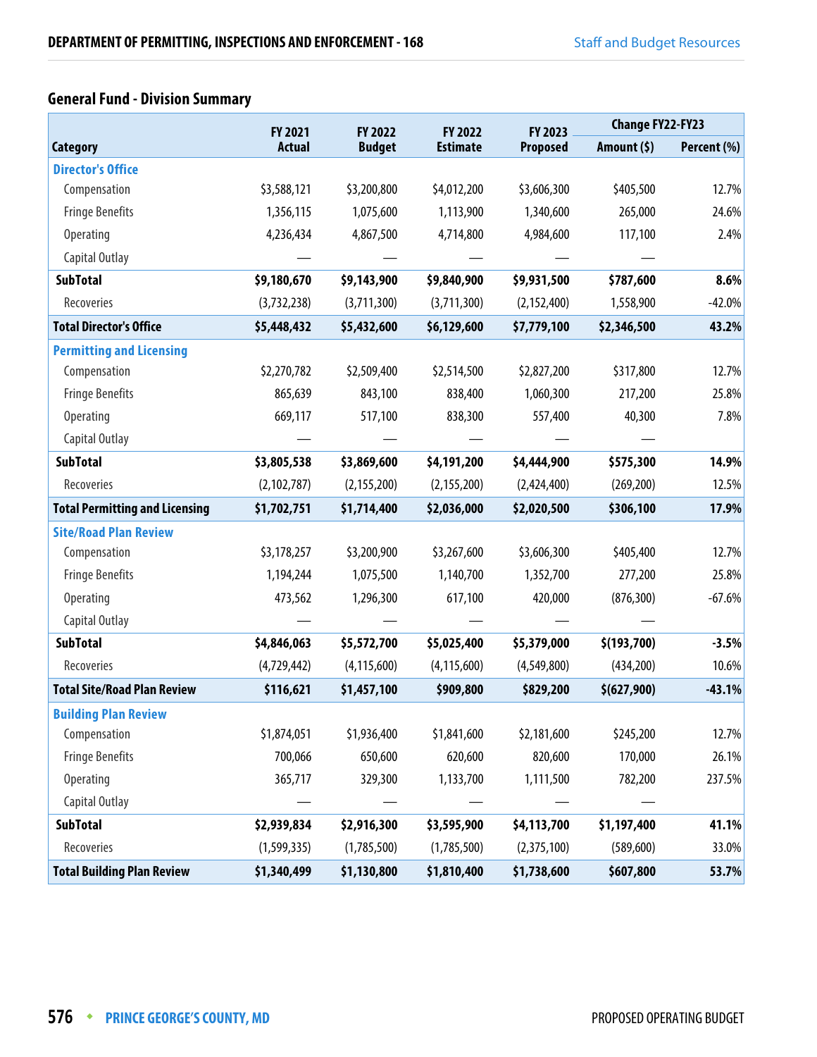## General Fund - Division Summary

| Category | FY 2021 Actual | FY 2022 Budget | FY 2022 Estimate | FY 2023 Proposed | Change FY22-FY23 | |
|---|---|---|---|---|---|---|
| | | | | | Amount ($) | Percent (%) |
| **Director's Office** | | | | | | |
| Compensation | $3,588,121 | $3,200,800 | $4,012,200 | $3,606,300 | $405,500 | 12.7% |
| Fringe Benefits | 1,356,115 | 1,075,600 | 1,113,900 | 1,340,600 | 265,000 | 24.6% |
| Operating | 4,236,434 | 4,867,500 | 4,714,800 | 4,984,600 | 117,100 | 2.4% |
| Capital Outlay | — | — | — | — | — | |
| **SubTotal** | **$9,180,670** | **$9,143,900** | **$9,840,900** | **$9,931,500** | **$787,600** | **8.6%** |
| Recoveries | (3,732,238) | (3,711,300) | (3,711,300) | (2,152,400) | 1,558,900 | -42.0% |
| **Total Director's Office** | **$5,448,432** | **$5,432,600** | **$6,129,600** | **$7,779,100** | **$2,346,500** | **43.2%** |
| **Permitting and Licensing** | | | | | | |
| Compensation | $2,270,782 | $2,509,400 | $2,514,500 | $2,827,200 | $317,800 | 12.7% |
| Fringe Benefits | 865,639 | 843,100 | 838,400 | 1,060,300 | 217,200 | 25.8% |
| Operating | 669,117 | 517,100 | 838,300 | 557,400 | 40,300 | 7.8% |
| Capital Outlay | — | — | — | — | — | |
| **SubTotal** | **$3,805,538** | **$3,869,600** | **$4,191,200** | **$4,444,900** | **$575,300** | **14.9%** |
| Recoveries | (2,102,787) | (2,155,200) | (2,155,200) | (2,424,400) | (269,200) | 12.5% |
| **Total Permitting and Licensing** | **$1,702,751** | **$1,714,400** | **$2,036,000** | **$2,020,500** | **$306,100** | **17.9%** |
| **Site/Road Plan Review** | | | | | | |
| Compensation | $3,178,257 | $3,200,900 | $3,267,600 | $3,606,300 | $405,400 | 12.7% |
| Fringe Benefits | 1,194,244 | 1,075,500 | 1,140,700 | 1,352,700 | 277,200 | 25.8% |
| Operating | 473,562 | 1,296,300 | 617,100 | 420,000 | (876,300) | -67.6% |
| Capital Outlay | — | — | — | — | — | |
| **SubTotal** | **$4,846,063** | **$5,572,700** | **$5,025,400** | **$5,379,000** | **$(193,700)** | **-3.5%** |
| Recoveries | (4,729,442) | (4,115,600) | (4,115,600) | (4,549,800) | (434,200) | 10.6% |
| **Total Site/Road Plan Review** | **$116,621** | **$1,457,100** | **$909,800** | **$829,200** | **$(627,900)** | **-43.1%** |
| **Building Plan Review** | | | | | | |
| Compensation | $1,874,051 | $1,936,400 | $1,841,600 | $2,181,600 | $245,200 | 12.7% |
| Fringe Benefits | 700,066 | 650,600 | 620,600 | 820,600 | 170,000 | 26.1% |
| Operating | 365,717 | 329,300 | 1,133,700 | 1,111,500 | 782,200 | 237.5% |
| Capital Outlay | — | — | — | — | — | |
| **SubTotal** | **$2,939,834** | **$2,916,300** | **$3,595,900** | **$4,113,700** | **$1,197,400** | **41.1%** |
| Recoveries | (1,599,335) | (1,785,500) | (1,785,500) | (2,375,100) | (589,600) | 33.0% |
| **Total Building Plan Review** | **$1,340,499** | **$1,130,800** | **$1,810,400** | **$1,738,600** | **$607,800** | **53.7%** |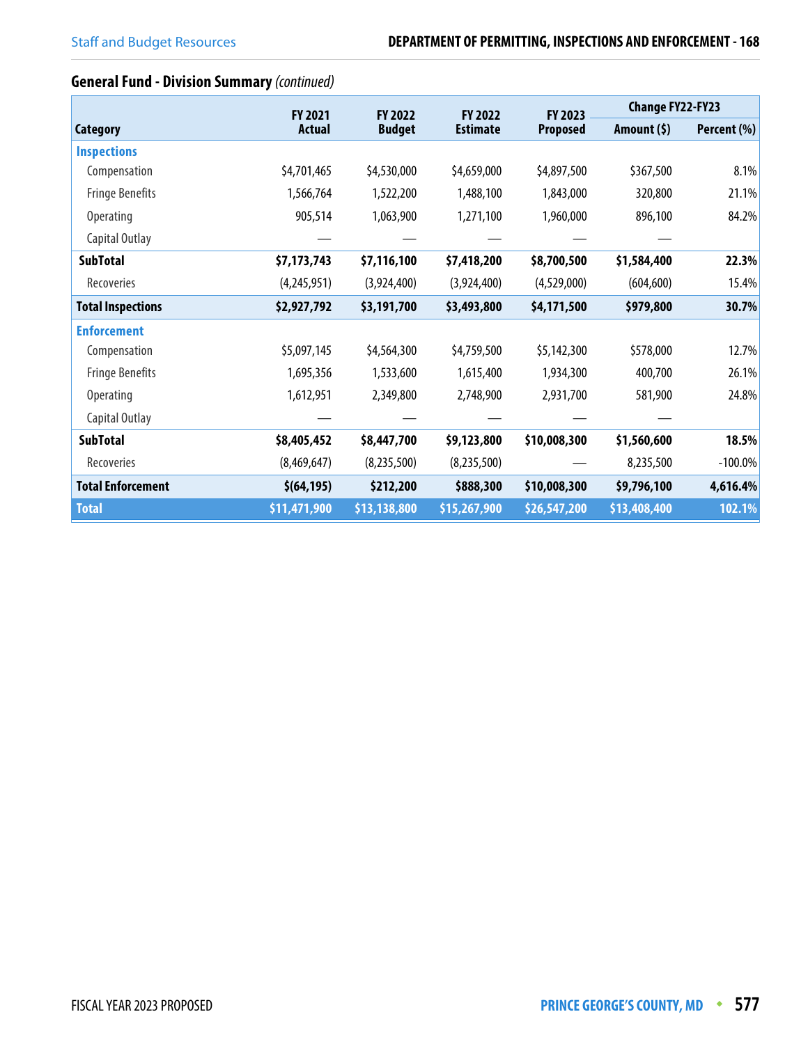## General Fund - Division Summary *(continued)*

| Category | FY 2021 Actual | FY 2022 Budget | FY 2022 Estimate | FY 2023 Proposed | Change FY22-FY23 | |
|---|---|---|---|---|---|---|
| | | | | | Amount ($) | Percent (%) |
| **Inspections** | | | | | | |
| Compensation | $4,701,465 | $4,530,000 | $4,659,000 | $4,897,500 | $367,500 | 8.1% |
| Fringe Benefits | 1,566,764 | 1,522,200 | 1,488,100 | 1,843,000 | 320,800 | 21.1% |
| Operating | 905,514 | 1,063,900 | 1,271,100 | 1,960,000 | 896,100 | 84.2% |
| Capital Outlay | — | — | — | — | — | |
| **SubTotal** | **$7,173,743** | **$7,116,100** | **$7,418,200** | **$8,700,500** | **$1,584,400** | **22.3%** |
| Recoveries | (4,245,951) | (3,924,400) | (3,924,400) | (4,529,000) | (604,600) | 15.4% |
| **Total Inspections** | **$2,927,792** | **$3,191,700** | **$3,493,800** | **$4,171,500** | **$979,800** | **30.7%** |
| **Enforcement** | | | | | | |
| Compensation | $5,097,145 | $4,564,300 | $4,759,500 | $5,142,300 | $578,000 | 12.7% |
| Fringe Benefits | 1,695,356 | 1,533,600 | 1,615,400 | 1,934,300 | 400,700 | 26.1% |
| Operating | 1,612,951 | 2,349,800 | 2,748,900 | 2,931,700 | 581,900 | 24.8% |
| Capital Outlay | — | — | — | — | — | |
| **SubTotal** | **$8,405,452** | **$8,447,700** | **$9,123,800** | **$10,008,300** | **$1,560,600** | **18.5%** |
| Recoveries | (8,469,647) | (8,235,500) | (8,235,500) | — | 8,235,500 | -100.0% |
| **Total Enforcement** | **$(64,195)** | **$212,200** | **$888,300** | **$10,008,300** | **$9,796,100** | **4,616.4%** |
| **Total** | **$11,471,900** | **$13,138,800** | **$15,267,900** | **$26,547,200** | **$13,408,400** | **102.1%** |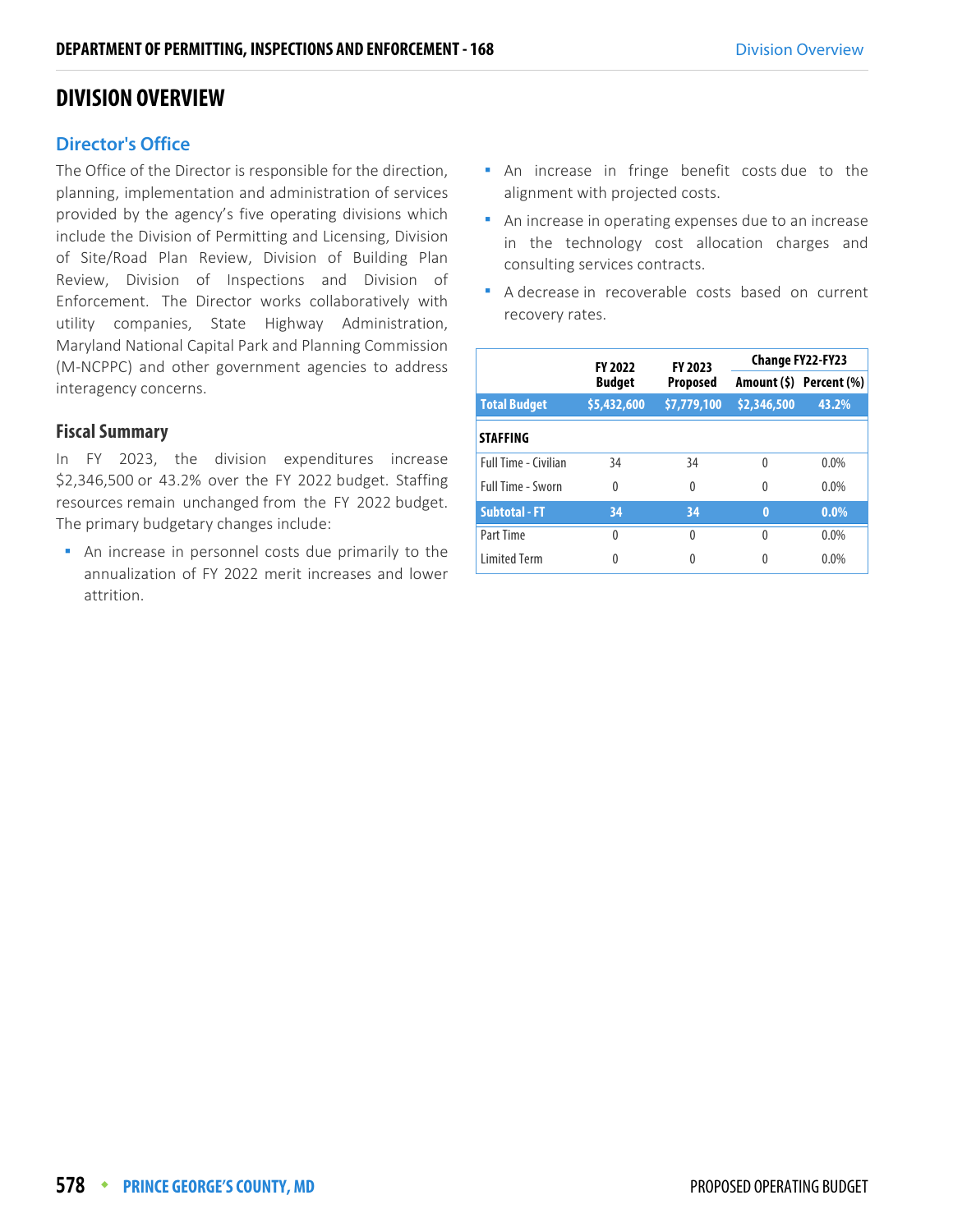# DIVISION OVERVIEW

## Director's Office

The Office of the Director is responsible for the direction, planning, implementation and administration of services provided by the agency's five operating divisions which include the Division of Permitting and Licensing, Division of Site/Road Plan Review, Division of Building Plan Review, Division of Inspections and Division of Enforcement. The Director works collaboratively with utility companies, State Highway Administration, Maryland National Capital Park and Planning Commission (M-NCPPC) and other government agencies to address interagency concerns.

### Fiscal Summary

In FY 2023, the division expenditures increase $2,346,500 or 43.2% over the FY 2022 budget. Staffing resources remain unchanged from the FY 2022 budget. The primary budgetary changes include:

- An increase in personnel costs due primarily to the annualization of FY 2022 merit increases and lower attrition.
- An increase in fringe benefit costs due to the alignment with projected costs.
- An increase in operating expenses due to an increase in the technology cost allocation charges and consulting services contracts.
- A decrease in recoverable costs based on current recovery rates.

| | FY 2022 Budget | FY 2023 Proposed | Change FY22-FY23 | |
|---|---|---|---|---|
| | | | Amount ($) | Percent (%) |
| **Total Budget** | **$5,432,600** | **$7,779,100** | **$2,346,500** | **43.2%** |
| **STAFFING** | | | | |
| Full Time - Civilian | 34 | 34 | 0 | 0.0% |
| Full Time - Sworn | 0 | 0 | 0 | 0.0% |
| **Subtotal - FT** | **34** | **34** | **0** | **0.0%** |
| Part Time | 0 | 0 | 0 | 0.0% |
| Limited Term | 0 | 0 | 0 | 0.0% |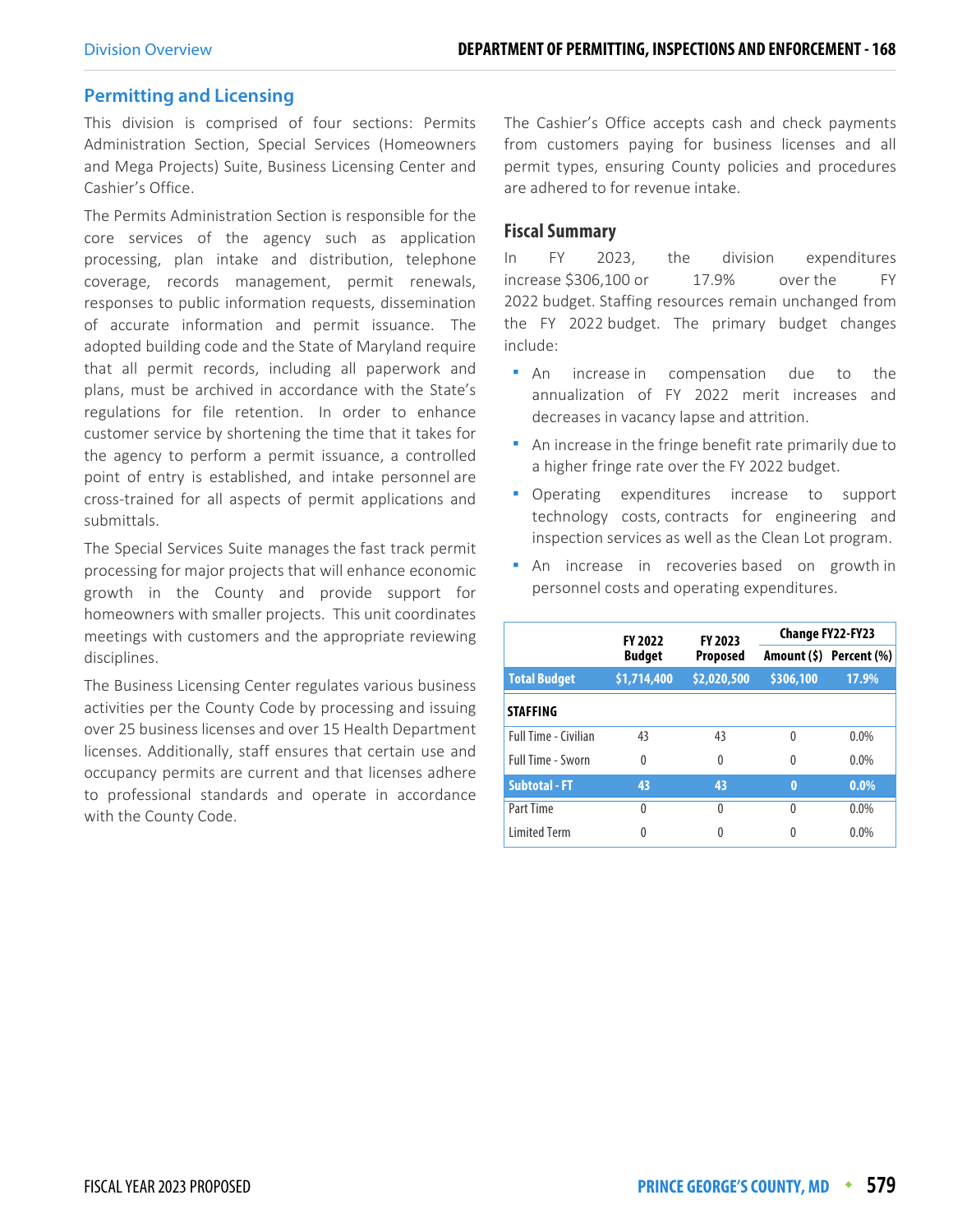## Permitting and Licensing

This division is comprised of four sections: Permits Administration Section, Special Services (Homeowners and Mega Projects) Suite, Business Licensing Center and Cashier's Office.

The Permits Administration Section is responsible for the core services of the agency such as application processing, plan intake and distribution, telephone coverage, records management, permit renewals, responses to public information requests, dissemination of accurate information and permit issuance. The adopted building code and the State of Maryland require that all permit records, including all paperwork and plans, must be archived in accordance with the State's regulations for file retention. In order to enhance customer service by shortening the time that it takes for the agency to perform a permit issuance, a controlled point of entry is established, and intake personnel are cross-trained for all aspects of permit applications and submittals.

The Special Services Suite manages the fast track permit processing for major projects that will enhance economic growth in the County and provide support for homeowners with smaller projects. This unit coordinates meetings with customers and the appropriate reviewing disciplines.

The Business Licensing Center regulates various business activities per the County Code by processing and issuing over 25 business licenses and over 15 Health Department licenses. Additionally, staff ensures that certain use and occupancy permits are current and that licenses adhere to professional standards and operate in accordance with the County Code.

The Cashier's Office accepts cash and check payments from customers paying for business licenses and all permit types, ensuring County policies and procedures are adhered to for revenue intake.

### Fiscal Summary

In FY 2023, the division expenditures increase $306,100 or 17.9% over the FY 2022 budget. Staffing resources remain unchanged from the FY 2022 budget. The primary budget changes include:

- An increase in compensation due to the annualization of FY 2022 merit increases and decreases in vacancy lapse and attrition.
- An increase in the fringe benefit rate primarily due to a higher fringe rate over the FY 2022 budget.
- Operating expenditures increase to support technology costs, contracts for engineering and inspection services as well as the Clean Lot program.
- An increase in recoveries based on growth in personnel costs and operating expenditures.

| | FY 2022 Budget | FY 2023 Proposed | Change FY22-FY23 | |
|---|---|---|---|---|
| | | | Amount ($) | Percent (%) |
| **Total Budget** | **$1,714,400** | **$2,020,500** | **$306,100** | **17.9%** |
| **STAFFING** | | | | |
| Full Time - Civilian | 43 | 43 | 0 | 0.0% |
| Full Time - Sworn | 0 | 0 | 0 | 0.0% |
| **Subtotal - FT** | **43** | **43** | **0** | **0.0%** |
| Part Time | 0 | 0 | 0 | 0.0% |
| Limited Term | 0 | 0 | 0 | 0.0% |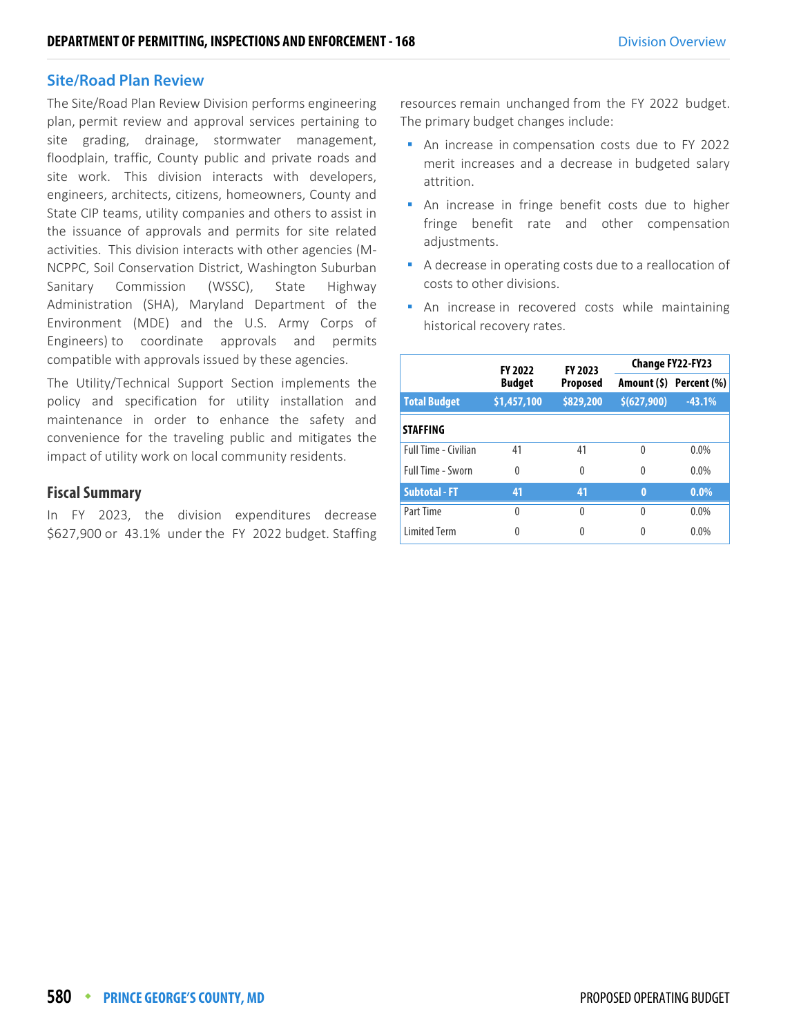## Site/Road Plan Review

The Site/Road Plan Review Division performs engineering plan, permit review and approval services pertaining to site grading, drainage, stormwater management, floodplain, traffic, County public and private roads and site work. This division interacts with developers, engineers, architects, citizens, homeowners, County and State CIP teams, utility companies and others to assist in the issuance of approvals and permits for site related activities. This division interacts with other agencies (M-NCPPC, Soil Conservation District, Washington Suburban Sanitary Commission (WSSC), State Highway Administration (SHA), Maryland Department of the Environment (MDE) and the U.S. Army Corps of Engineers) to coordinate approvals and permits compatible with approvals issued by these agencies.

The Utility/Technical Support Section implements the policy and specification for utility installation and maintenance in order to enhance the safety and convenience for the traveling public and mitigates the impact of utility work on local community residents.

### Fiscal Summary

In FY 2023, the division expenditures decrease $627,900 or 43.1% under the FY 2022 budget. Staffing resources remain unchanged from the FY 2022 budget. The primary budget changes include:

- An increase in compensation costs due to FY 2022 merit increases and a decrease in budgeted salary attrition.
- An increase in fringe benefit costs due to higher fringe benefit rate and other compensation adjustments.
- A decrease in operating costs due to a reallocation of costs to other divisions.
- An increase in recovered costs while maintaining historical recovery rates.

| | FY 2022 Budget | FY 2023 Proposed | Change FY22-FY23 | |
|---|---|---|---|---|
| | | | Amount ($) | Percent (%) |
| **Total Budget** | **$1,457,100** | **$829,200** | **$(627,900)** | **-43.1%** |
| **STAFFING** | | | | |
| Full Time - Civilian | 41 | 41 | 0 | 0.0% |
| Full Time - Sworn | 0 | 0 | 0 | 0.0% |
| **Subtotal - FT** | **41** | **41** | **0** | **0.0%** |
| Part Time | 0 | 0 | 0 | 0.0% |
| Limited Term | 0 | 0 | 0 | 0.0% |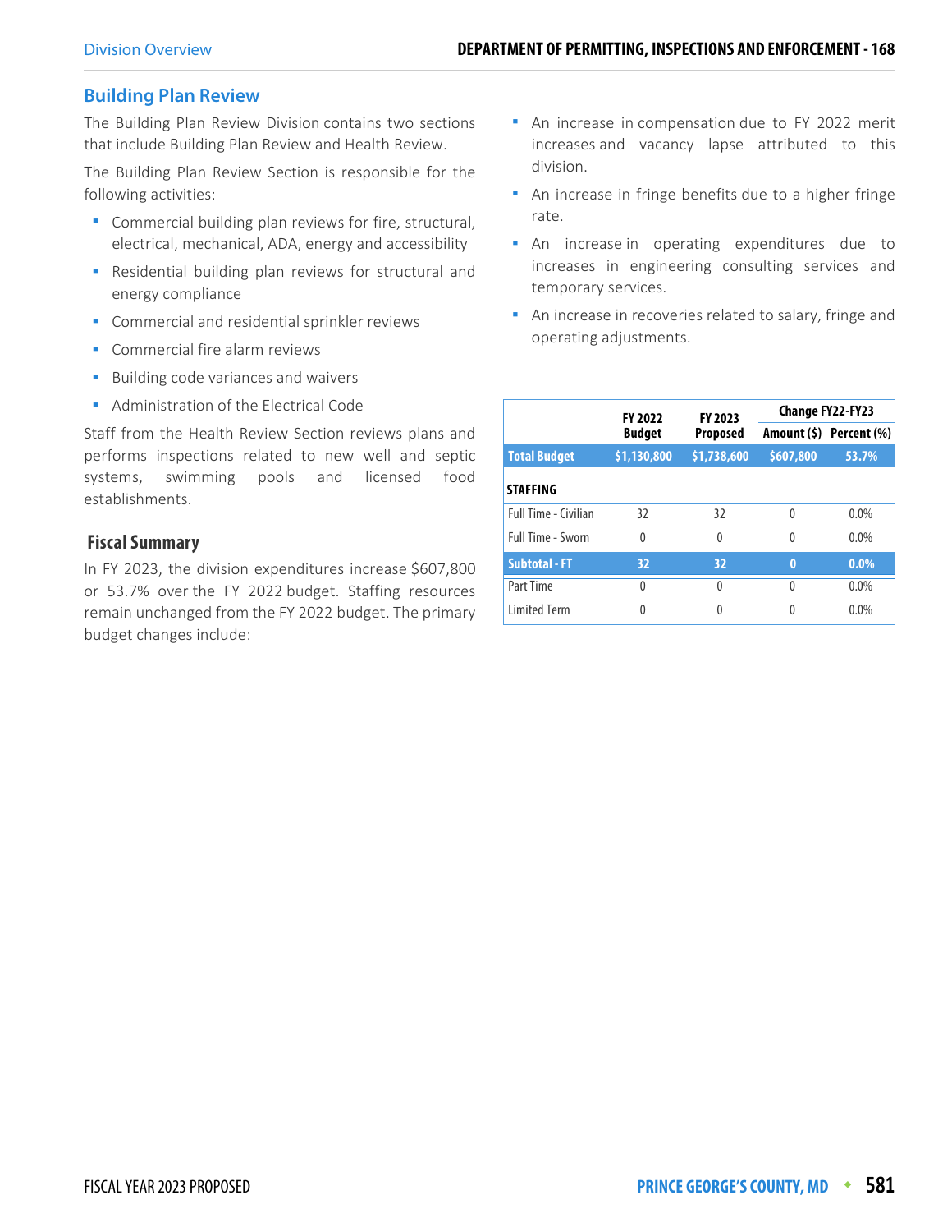## Building Plan Review

The Building Plan Review Division contains two sections that include Building Plan Review and Health Review.

The Building Plan Review Section is responsible for the following activities:

- Commercial building plan reviews for fire, structural, electrical, mechanical, ADA, energy and accessibility
- Residential building plan reviews for structural and energy compliance
- Commercial and residential sprinkler reviews
- Commercial fire alarm reviews
- Building code variances and waivers
- Administration of the Electrical Code

Staff from the Health Review Section reviews plans and performs inspections related to new well and septic systems, swimming pools and licensed food establishments.

### Fiscal Summary

In FY 2023, the division expenditures increase $607,800 or 53.7% over the FY 2022 budget. Staffing resources remain unchanged from the FY 2022 budget. The primary budget changes include:

- An increase in compensation due to FY 2022 merit increases and vacancy lapse attributed to this division.
- An increase in fringe benefits due to a higher fringe rate.
- An increase in operating expenditures due to increases in engineering consulting services and temporary services.
- An increase in recoveries related to salary, fringe and operating adjustments.

| | FY 2022 Budget | FY 2023 Proposed | Change FY22-FY23 | |
|---|---|---|---|---|
| | | | Amount ($) | Percent (%) |
| **Total Budget** | **$1,130,800** | **$1,738,600** | **$607,800** | **53.7%** |
| **STAFFING** | | | | |
| Full Time - Civilian | 32 | 32 | 0 | 0.0% |
| Full Time - Sworn | 0 | 0 | 0 | 0.0% |
| **Subtotal - FT** | **32** | **32** | **0** | **0.0%** |
| Part Time | 0 | 0 | 0 | 0.0% |
| Limited Term | 0 | 0 | 0 | 0.0% |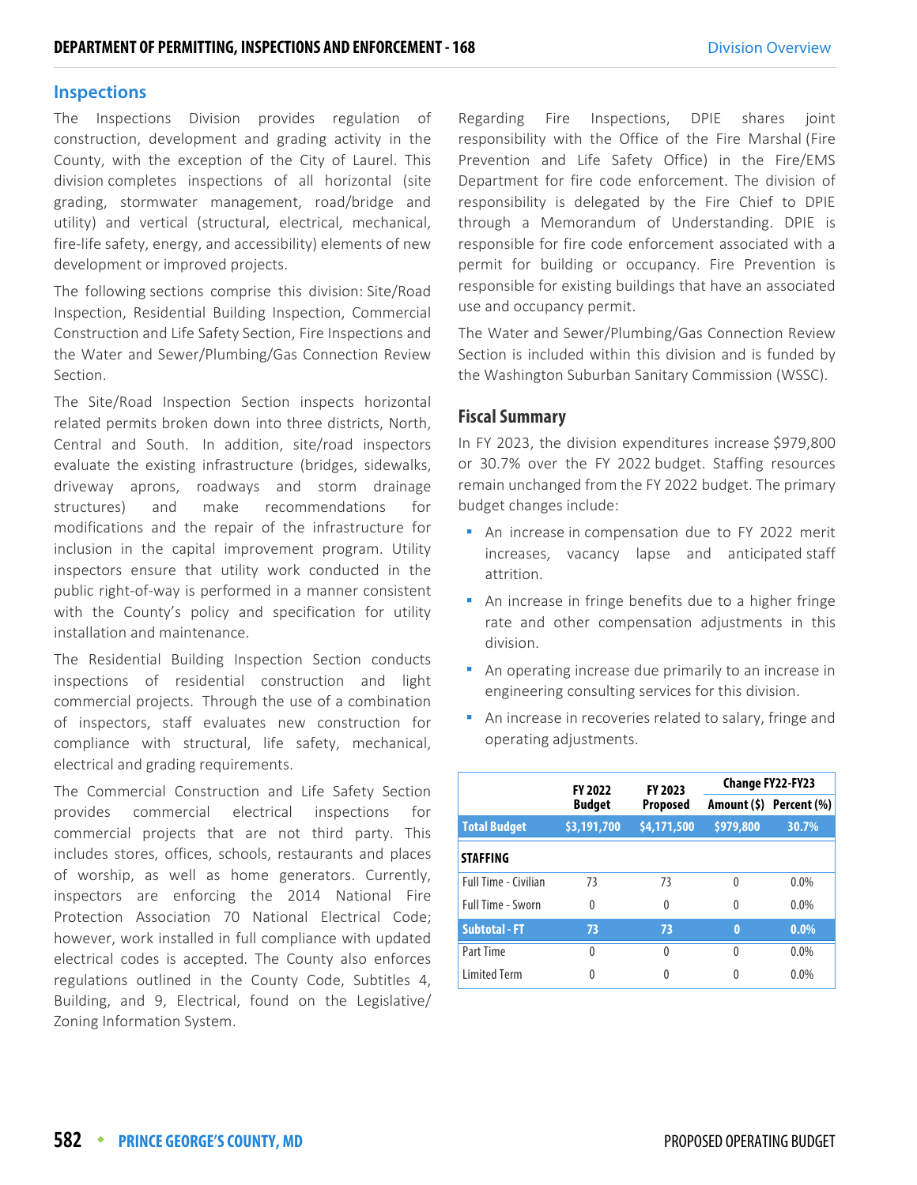## Inspections

The Inspections Division provides regulation of construction, development and grading activity in the County, with the exception of the City of Laurel. This division completes inspections of all horizontal (site grading, stormwater management, road/bridge and utility) and vertical (structural, electrical, mechanical, fire-life safety, energy, and accessibility) elements of new development or improved projects.

The following sections comprise this division: Site/Road Inspection, Residential Building Inspection, Commercial Construction and Life Safety Section, Fire Inspections and the Water and Sewer/Plumbing/Gas Connection Review Section.

The Site/Road Inspection Section inspects horizontal related permits broken down into three districts, North, Central and South. In addition, site/road inspectors evaluate the existing infrastructure (bridges, sidewalks, driveway aprons, roadways and storm drainage structures) and make recommendations for modifications and the repair of the infrastructure for inclusion in the capital improvement program. Utility inspectors ensure that utility work conducted in the public right-of-way is performed in a manner consistent with the County's policy and specification for utility installation and maintenance.

The Residential Building Inspection Section conducts inspections of residential construction and light commercial projects. Through the use of a combination of inspectors, staff evaluates new construction for compliance with structural, life safety, mechanical, electrical and grading requirements.

The Commercial Construction and Life Safety Section provides commercial electrical inspections for commercial projects that are not third party. This includes stores, offices, schools, restaurants and places of worship, as well as home generators. Currently, inspectors are enforcing the 2014 National Fire Protection Association 70 National Electrical Code; however, work installed in full compliance with updated electrical codes is accepted. The County also enforces regulations outlined in the County Code, Subtitles 4, Building, and 9, Electrical, found on the Legislative/ Zoning Information System.

Regarding Fire Inspections, DPIE shares joint responsibility with the Office of the Fire Marshal (Fire Prevention and Life Safety Office) in the Fire/EMS Department for fire code enforcement. The division of responsibility is delegated by the Fire Chief to DPIE through a Memorandum of Understanding. DPIE is responsible for fire code enforcement associated with a permit for building or occupancy. Fire Prevention is responsible for existing buildings that have an associated use and occupancy permit.

The Water and Sewer/Plumbing/Gas Connection Review Section is included within this division and is funded by the Washington Suburban Sanitary Commission (WSSC).

### Fiscal Summary

In FY 2023, the division expenditures increase $979,800 or 30.7% over the FY 2022 budget. Staffing resources remain unchanged from the FY 2022 budget. The primary budget changes include:

- An increase in compensation due to FY 2022 merit increases, vacancy lapse and anticipated staff attrition.
- An increase in fringe benefits due to a higher fringe rate and other compensation adjustments in this division.
- An operating increase due primarily to an increase in engineering consulting services for this division.
- An increase in recoveries related to salary, fringe and operating adjustments.

| | FY 2022 Budget | FY 2023 Proposed | Change FY22-FY23 | |
|---|---|---|---|---|
| | | | Amount ($) | Percent (%) |
| **Total Budget** | **$3,191,700** | **$4,171,500** | **$979,800** | **30.7%** |
| **STAFFING** | | | | |
| Full Time - Civilian | 73 | 73 | 0 | 0.0% |
| Full Time - Sworn | 0 | 0 | 0 | 0.0% |
| **Subtotal - FT** | **73** | **73** | **0** | **0.0%** |
| Part Time | 0 | 0 | 0 | 0.0% |
| Limited Term | 0 | 0 | 0 | 0.0% |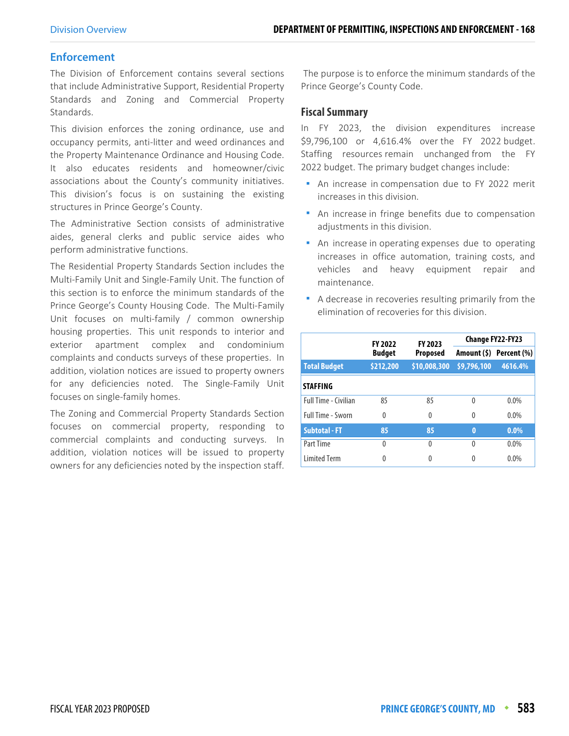## Enforcement

The Division of Enforcement contains several sections that include Administrative Support, Residential Property Standards and Zoning and Commercial Property Standards.

This division enforces the zoning ordinance, use and occupancy permits, anti-litter and weed ordinances and the Property Maintenance Ordinance and Housing Code. It also educates residents and homeowner/civic associations about the County's community initiatives. This division's focus is on sustaining the existing structures in Prince George's County.

The Administrative Section consists of administrative aides, general clerks and public service aides who perform administrative functions.

The Residential Property Standards Section includes the Multi-Family Unit and Single-Family Unit. The function of this section is to enforce the minimum standards of the Prince George's County Housing Code. The Multi-Family Unit focuses on multi-family / common ownership housing properties. This unit responds to interior and exterior apartment complex and condominium complaints and conducts surveys of these properties. In addition, violation notices are issued to property owners for any deficiencies noted. The Single-Family Unit focuses on single-family homes.

The Zoning and Commercial Property Standards Section focuses on commercial property, responding to commercial complaints and conducting surveys. In addition, violation notices will be issued to property owners for any deficiencies noted by the inspection staff.

The purpose is to enforce the minimum standards of the Prince George's County Code.

### Fiscal Summary

In FY 2023, the division expenditures increase $9,796,100 or 4,616.4% over the FY 2022 budget. Staffing resources remain unchanged from the FY 2022 budget. The primary budget changes include:

- An increase in compensation due to FY 2022 merit increases in this division.
- An increase in fringe benefits due to compensation adjustments in this division.
- An increase in operating expenses due to operating increases in office automation, training costs, and vehicles and heavy equipment repair and maintenance.
- A decrease in recoveries resulting primarily from the elimination of recoveries for this division.

| | FY 2022 Budget | FY 2023 Proposed | Change FY22-FY23 | |
|---|---|---|---|---|
| | | | Amount ($) | Percent (%) |
| **Total Budget** | **$212,200** | **$10,008,300** | **$9,796,100** | **4616.4%** |
| **STAFFING** | | | | |
| Full Time - Civilian | 85 | 85 | 0 | 0.0% |
| Full Time - Sworn | 0 | 0 | 0 | 0.0% |
| **Subtotal - FT** | **85** | **85** | **0** | **0.0%** |
| Part Time | 0 | 0 | 0 | 0.0% |
| Limited Term | 0 | 0 | 0 | 0.0% |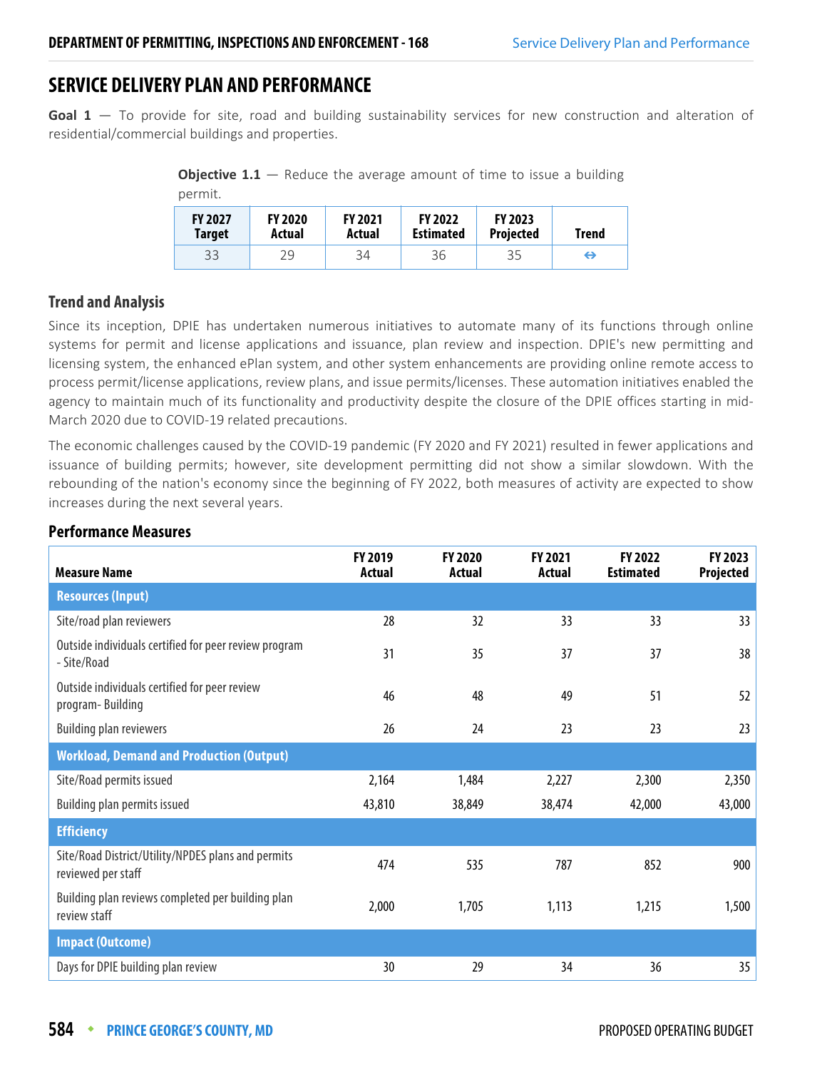# SERVICE DELIVERY PLAN AND PERFORMANCE

**Goal 1** — To provide for site, road and building sustainability services for new construction and alteration of residential/commercial buildings and properties.

**Objective 1.1** — Reduce the average amount of time to issue a building permit.

| FY 2027 Target | FY 2020 Actual | FY 2021 Actual | FY 2022 Estimated | FY 2023 Projected | Trend |
|---|---|---|---|---|---|
| 33 | 29 | 34 | 36 | 35 | ⇔ |

### Trend and Analysis

Since its inception, DPIE has undertaken numerous initiatives to automate many of its functions through online systems for permit and license applications and issuance, plan review and inspection. DPIE's new permitting and licensing system, the enhanced ePlan system, and other system enhancements are providing online remote access to process permit/license applications, review plans, and issue permits/licenses. These automation initiatives enabled the agency to maintain much of its functionality and productivity despite the closure of the DPIE offices starting in mid-March 2020 due to COVID-19 related precautions.

The economic challenges caused by the COVID-19 pandemic (FY 2020 and FY 2021) resulted in fewer applications and issuance of building permits; however, site development permitting did not show a similar slowdown. With the rebounding of the nation's economy since the beginning of FY 2022, both measures of activity are expected to show increases during the next several years.

### Performance Measures

| Measure Name | FY 2019 Actual | FY 2020 Actual | FY 2021 Actual | FY 2022 Estimated | FY 2023 Projected |
|---|---|---|---|---|---|
| **Resources (Input)** | | | | | |
| Site/road plan reviewers | 28 | 32 | 33 | 33 | 33 |
| Outside individuals certified for peer review program - Site/Road | 31 | 35 | 37 | 37 | 38 |
| Outside individuals certified for peer review program- Building | 46 | 48 | 49 | 51 | 52 |
| Building plan reviewers | 26 | 24 | 23 | 23 | 23 |
| **Workload, Demand and Production (Output)** | | | | | |
| Site/Road permits issued | 2,164 | 1,484 | 2,227 | 2,300 | 2,350 |
| Building plan permits issued | 43,810 | 38,849 | 38,474 | 42,000 | 43,000 |
| **Efficiency** | | | | | |
| Site/Road District/Utility/NPDES plans and permits reviewed per staff | 474 | 535 | 787 | 852 | 900 |
| Building plan reviews completed per building plan review staff | 2,000 | 1,705 | 1,113 | 1,215 | 1,500 |
| **Impact (Outcome)** | | | | | |
| Days for DPIE building plan review | 30 | 29 | 34 | 36 | 35 |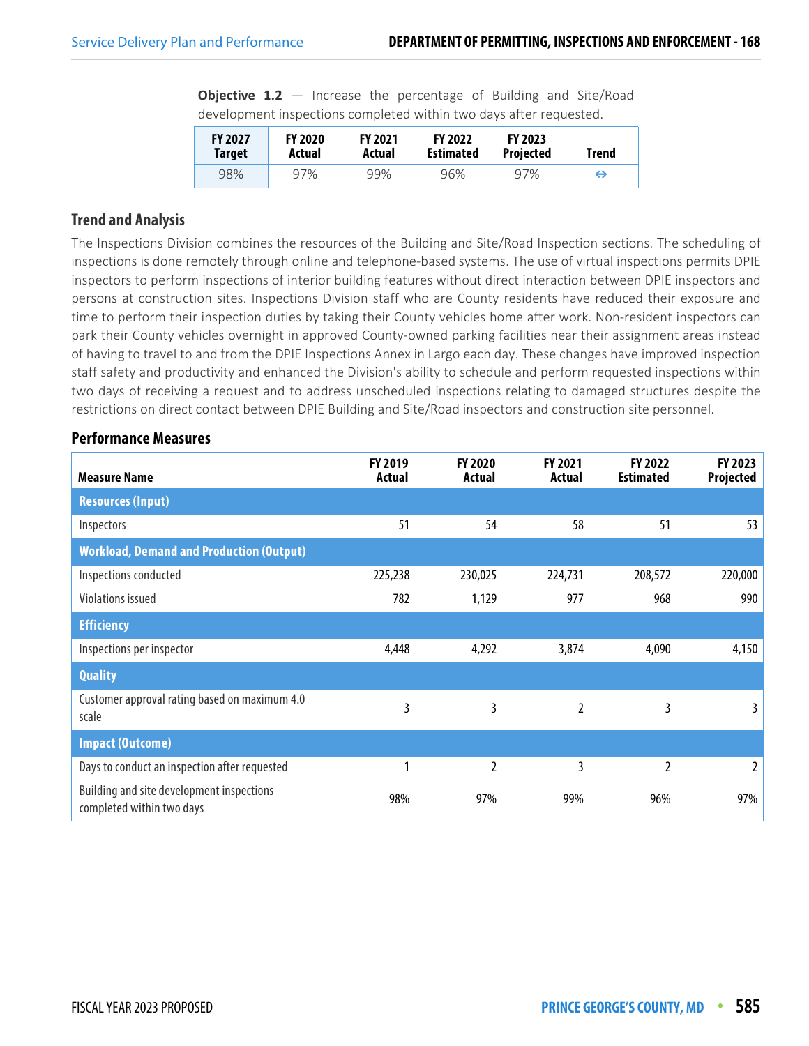**Objective 1.2** — Increase the percentage of Building and Site/Road development inspections completed within two days after requested.

| FY 2027 Target | FY 2020 Actual | FY 2021 Actual | FY 2022 Estimated | FY 2023 Projected | Trend |
|---|---|---|---|---|---|
| 98% | 97% | 99% | 96% | 97% | ⇔ |

### Trend and Analysis

The Inspections Division combines the resources of the Building and Site/Road Inspection sections. The scheduling of inspections is done remotely through online and telephone-based systems. The use of virtual inspections permits DPIE inspectors to perform inspections of interior building features without direct interaction between DPIE inspectors and persons at construction sites. Inspections Division staff who are County residents have reduced their exposure and time to perform their inspection duties by taking their County vehicles home after work. Non-resident inspectors can park their County vehicles overnight in approved County-owned parking facilities near their assignment areas instead of having to travel to and from the DPIE Inspections Annex in Largo each day. These changes have improved inspection staff safety and productivity and enhanced the Division's ability to schedule and perform requested inspections within two days of receiving a request and to address unscheduled inspections relating to damaged structures despite the restrictions on direct contact between DPIE Building and Site/Road inspectors and construction site personnel.

### Performance Measures

| Measure Name | FY 2019 Actual | FY 2020 Actual | FY 2021 Actual | FY 2022 Estimated | FY 2023 Projected |
|---|---|---|---|---|---|
| **Resources (Input)** | | | | | |
| Inspectors | 51 | 54 | 58 | 51 | 53 |
| **Workload, Demand and Production (Output)** | | | | | |
| Inspections conducted | 225,238 | 230,025 | 224,731 | 208,572 | 220,000 |
| Violations issued | 782 | 1,129 | 977 | 968 | 990 |
| **Efficiency** | | | | | |
| Inspections per inspector | 4,448 | 4,292 | 3,874 | 4,090 | 4,150 |
| **Quality** | | | | | |
| Customer approval rating based on maximum 4.0 scale | 3 | 3 | 2 | 3 | 3 |
| **Impact (Outcome)** | | | | | |
| Days to conduct an inspection after requested | 1 | 2 | 3 | 2 | 2 |
| Building and site development inspections completed within two days | 98% | 97% | 99% | 96% | 97% |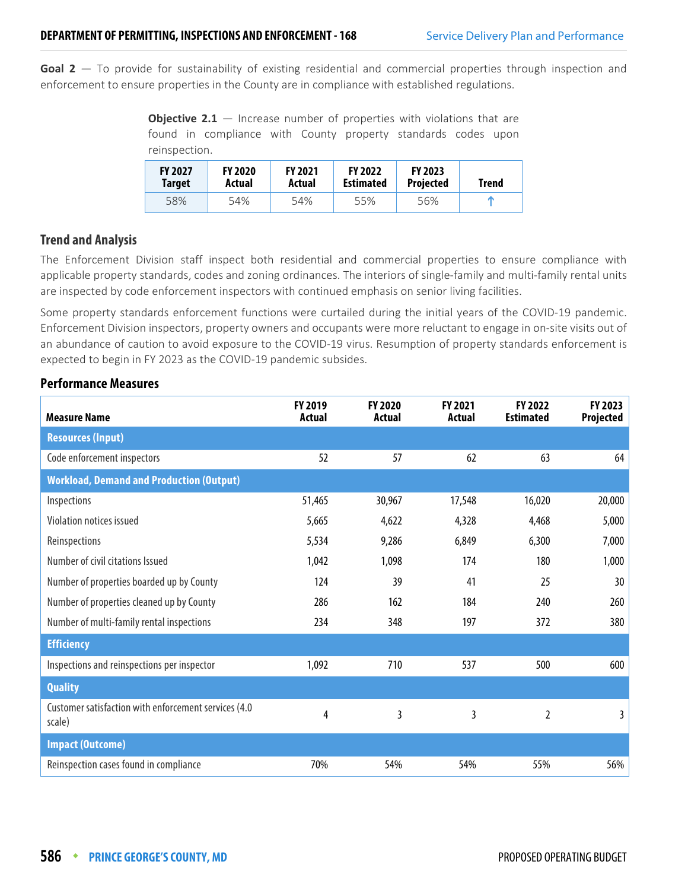**Goal 2** — To provide for sustainability of existing residential and commercial properties through inspection and enforcement to ensure properties in the County are in compliance with established regulations.

**Objective 2.1** — Increase number of properties with violations that are found in compliance with County property standards codes upon reinspection.

| FY 2027 Target | FY 2020 Actual | FY 2021 Actual | FY 2022 Estimated | FY 2023 Projected | Trend |
|---|---|---|---|---|---|
| 58% | 54% | 54% | 55% | 56% | ↑ |

### Trend and Analysis

The Enforcement Division staff inspect both residential and commercial properties to ensure compliance with applicable property standards, codes and zoning ordinances. The interiors of single-family and multi-family rental units are inspected by code enforcement inspectors with continued emphasis on senior living facilities.

Some property standards enforcement functions were curtailed during the initial years of the COVID-19 pandemic. Enforcement Division inspectors, property owners and occupants were more reluctant to engage in on-site visits out of an abundance of caution to avoid exposure to the COVID-19 virus. Resumption of property standards enforcement is expected to begin in FY 2023 as the COVID-19 pandemic subsides.

### Performance Measures

| Measure Name | FY 2019 Actual | FY 2020 Actual | FY 2021 Actual | FY 2022 Estimated | FY 2023 Projected |
|---|---|---|---|---|---|
| **Resources (Input)** | | | | | |
| Code enforcement inspectors | 52 | 57 | 62 | 63 | 64 |
| **Workload, Demand and Production (Output)** | | | | | |
| Inspections | 51,465 | 30,967 | 17,548 | 16,020 | 20,000 |
| Violation notices issued | 5,665 | 4,622 | 4,328 | 4,468 | 5,000 |
| Reinspections | 5,534 | 9,286 | 6,849 | 6,300 | 7,000 |
| Number of civil citations Issued | 1,042 | 1,098 | 174 | 180 | 1,000 |
| Number of properties boarded up by County | 124 | 39 | 41 | 25 | 30 |
| Number of properties cleaned up by County | 286 | 162 | 184 | 240 | 260 |
| Number of multi-family rental inspections | 234 | 348 | 197 | 372 | 380 |
| **Efficiency** | | | | | |
| Inspections and reinspections per inspector | 1,092 | 710 | 537 | 500 | 600 |
| **Quality** | | | | | |
| Customer satisfaction with enforcement services (4.0 scale) | 4 | 3 | 3 | 2 | 3 |
| **Impact (Outcome)** | | | | | |
| Reinspection cases found in compliance | 70% | 54% | 54% | 55% | 56% |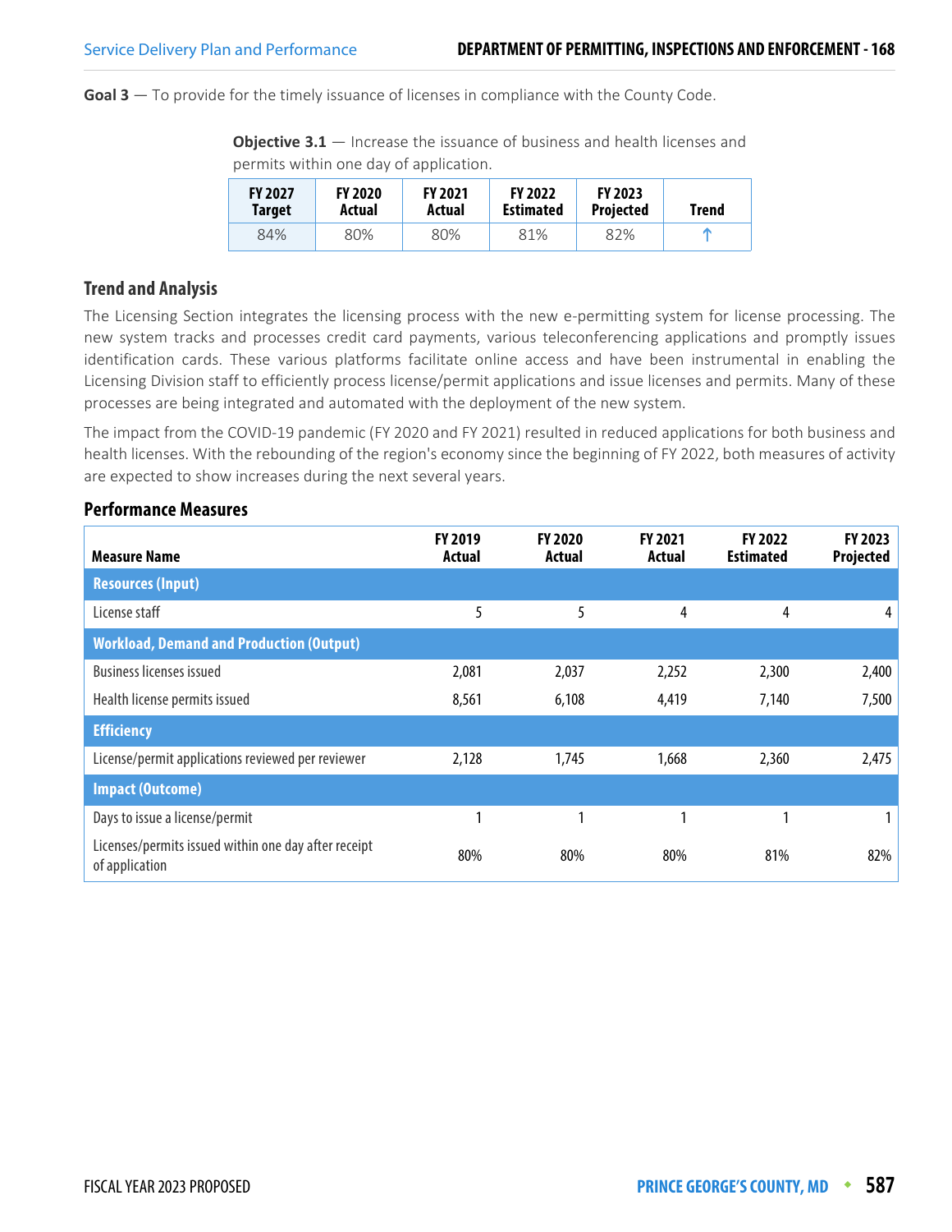**Goal 3** — To provide for the timely issuance of licenses in compliance with the County Code.

**Objective 3.1** — Increase the issuance of business and health licenses and permits within one day of application.

| FY 2027 Target | FY 2020 Actual | FY 2021 Actual | FY 2022 Estimated | FY 2023 Projected | Trend |
|---|---|---|---|---|---|
| 84% | 80% | 80% | 81% | 82% | ↑ |

## Trend and Analysis

The Licensing Section integrates the licensing process with the new e-permitting system for license processing. The new system tracks and processes credit card payments, various teleconferencing applications and promptly issues identification cards. These various platforms facilitate online access and have been instrumental in enabling the Licensing Division staff to efficiently process license/permit applications and issue licenses and permits. Many of these processes are being integrated and automated with the deployment of the new system.

The impact from the COVID-19 pandemic (FY 2020 and FY 2021) resulted in reduced applications for both business and health licenses. With the rebounding of the region's economy since the beginning of FY 2022, both measures of activity are expected to show increases during the next several years.

## Performance Measures

| Measure Name | FY 2019 Actual | FY 2020 Actual | FY 2021 Actual | FY 2022 Estimated | FY 2023 Projected |
|---|---|---|---|---|---|
| **Resources (Input)** | | | | | |
| License staff | 5 | 5 | 4 | 4 | 4 |
| **Workload, Demand and Production (Output)** | | | | | |
| Business licenses issued | 2,081 | 2,037 | 2,252 | 2,300 | 2,400 |
| Health license permits issued | 8,561 | 6,108 | 4,419 | 7,140 | 7,500 |
| **Efficiency** | | | | | |
| License/permit applications reviewed per reviewer | 2,128 | 1,745 | 1,668 | 2,360 | 2,475 |
| **Impact (Outcome)** | | | | | |
| Days to issue a license/permit | 1 | 1 | 1 | 1 | 1 |
| Licenses/permits issued within one day after receipt of application | 80% | 80% | 80% | 81% | 82% |